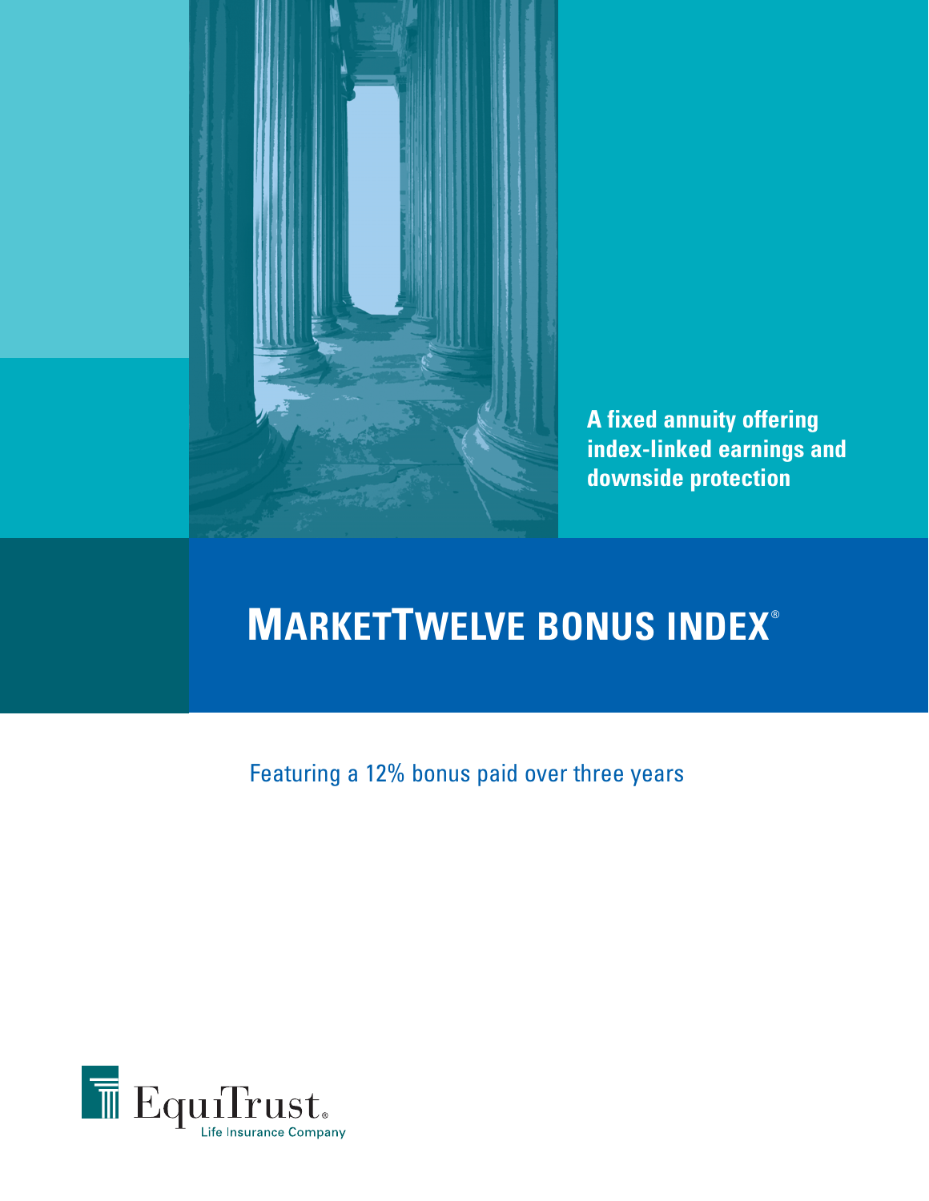A fixed annuity offering index-linked earnings and downside protection

# MarketTwelve Bonus Index®

Featuring a 12% bonus paid over three years

EquiTrust® Life Insurance Company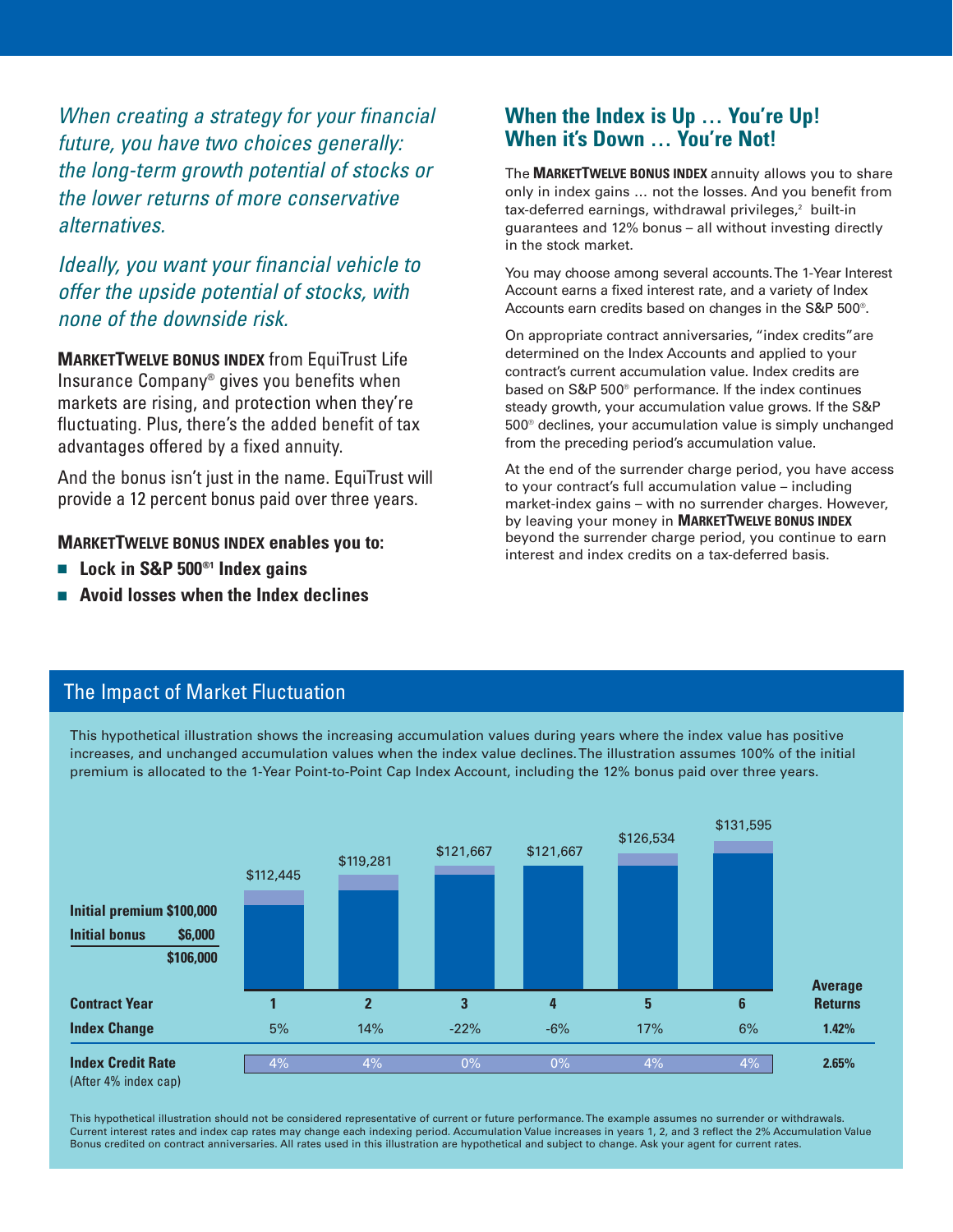*When creating a strategy for your financial future, you have two choices generally: the long-term growth potential of stocks or the lower returns of more conservative alternatives.*

*Ideally, you want your financial vehicle to offer the upside potential of stocks, with none of the downside risk.*

**MARKETTWELVE BONUS INDEX** from EquiTrust Life Insurance Company® gives you benefits when markets are rising, and protection when they're fluctuating. Plus, there's the added benefit of tax advantages offered by a fixed annuity.

And the bonus isn't just in the name. EquiTrust will provide a 12 percent bonus paid over three years.

**MARKETTWELVE BONUS INDEX enables you to:**

- **Lock in S&P 500®[1] Index gains**
- **Avoid losses when the Index declines**

## When the Index is Up … You're Up! When it's Down … You're Not!

The **MARKETTWELVE BONUS INDEX** annuity allows you to share only in index gains … not the losses. And you benefit from tax-deferred earnings, withdrawal privileges,[2] built-in guarantees and 12% bonus – all without investing directly in the stock market.

You may choose among several accounts. The 1-Year Interest Account earns a fixed interest rate, and a variety of Index Accounts earn credits based on changes in the S&P 500®.

On appropriate contract anniversaries, "index credits" are determined on the Index Accounts and applied to your contract's current accumulation value. Index credits are based on S&P 500® performance. If the index continues steady growth, your accumulation value grows. If the S&P 500® declines, your accumulation value is simply unchanged from the preceding period's accumulation value.

At the end of the surrender charge period, you have access to your contract's full accumulation value – including market-index gains – with no surrender charges. However, by leaving your money in **MARKETTWELVE BONUS INDEX** beyond the surrender charge period, you continue to earn interest and index credits on a tax-deferred basis.

## The Impact of Market Fluctuation

This hypothetical illustration shows the increasing accumulation values during years where the index value has positive increases, and unchanged accumulation values when the index value declines. The illustration assumes 100% of the initial premium is allocated to the 1-Year Point-to-Point Cap Index Account, including the 12% bonus paid over three years.

**Initial premium $100,000**
**Initial bonus $6,000**
**$106,000**

| | 1 | 2 | 3 | 4 | 5 | 6 | Average Returns |
|---|---|---|---|---|---|---|---|
| **Accumulation Value** | $112,445 | $119,281 | $121,667 | $121,667 | $126,534 | $131,595 | |
| **Index Change** | 5% | 14% | -22% | -6% | 17% | 6% | **1.42%** |
| **Index Credit Rate** (After 4% index cap) | 4% | 4% | 0% | 0% | 4% | 4% | **2.65%** |

This hypothetical illustration should not be considered representative of current or future performance. The example assumes no surrender or withdrawals. Current interest rates and index cap rates may change each indexing period. Accumulation Value increases in years 1, 2, and 3 reflect the 2% Accumulation Value Bonus credited on contract anniversaries. All rates used in this illustration are hypothetical and subject to change. Ask your agent for current rates.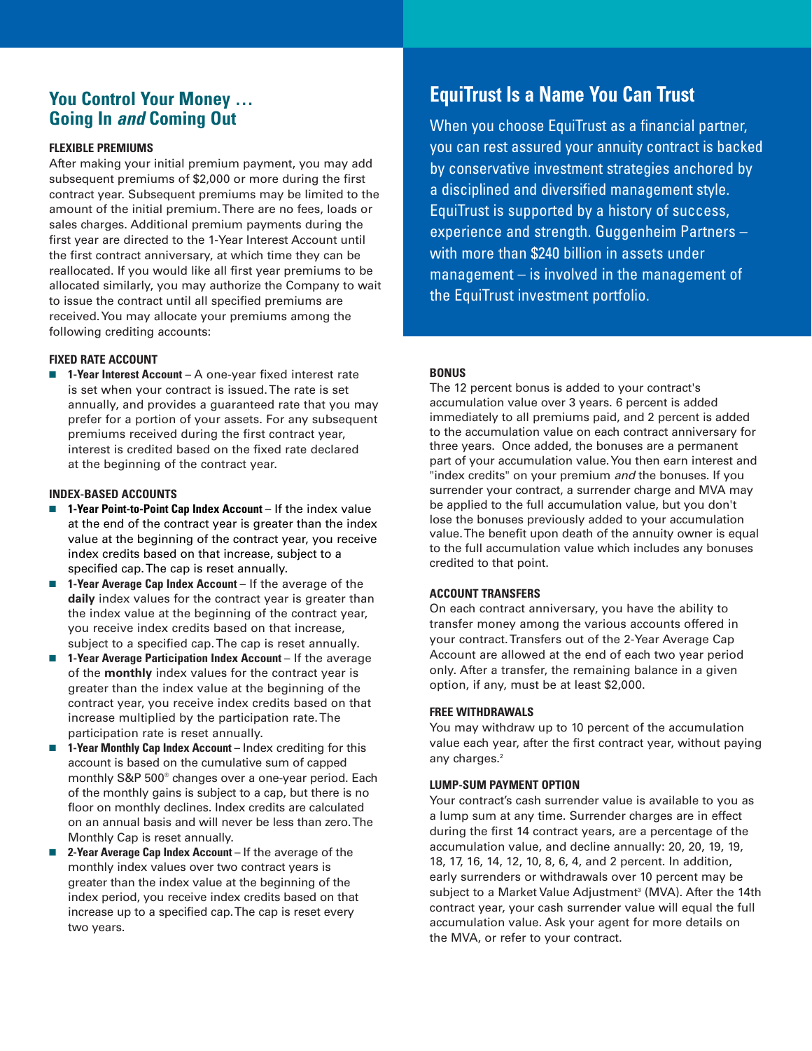## You Control Your Money … Going In *and* Coming Out

### FLEXIBLE PREMIUMS

After making your initial premium payment, you may add subsequent premiums of $2,000 or more during the first contract year. Subsequent premiums may be limited to the amount of the initial premium. There are no fees, loads or sales charges. Additional premium payments during the first year are directed to the 1-Year Interest Account until the first contract anniversary, at which time they can be reallocated. If you would like all first year premiums to be allocated similarly, you may authorize the Company to wait to issue the contract until all specified premiums are received. You may allocate your premiums among the following crediting accounts:

### FIXED RATE ACCOUNT

- **1-Year Interest Account** – A one-year fixed interest rate is set when your contract is issued. The rate is set annually, and provides a guaranteed rate that you may prefer for a portion of your assets. For any subsequent premiums received during the first contract year, interest is credited based on the fixed rate declared at the beginning of the contract year.

### INDEX-BASED ACCOUNTS

- **1-Year Point-to-Point Cap Index Account** – If the index value at the end of the contract year is greater than the index value at the beginning of the contract year, you receive index credits based on that increase, subject to a specified cap. The cap is reset annually.
- **1-Year Average Cap Index Account** – If the average of the **daily** index values for the contract year is greater than the index value at the beginning of the contract year, you receive index credits based on that increase, subject to a specified cap. The cap is reset annually.
- **1-Year Average Participation Index Account** – If the average of the **monthly** index values for the contract year is greater than the index value at the beginning of the contract year, you receive index credits based on that increase multiplied by the participation rate. The participation rate is reset annually.
- **1-Year Monthly Cap Index Account** – Index crediting for this account is based on the cumulative sum of capped monthly S&P 500® changes over a one-year period. Each of the monthly gains is subject to a cap, but there is no floor on monthly declines. Index credits are calculated on an annual basis and will never be less than zero. The Monthly Cap is reset annually.
- **2-Year Average Cap Index Account** – If the average of the monthly index values over two contract years is greater than the index value at the beginning of the index period, you receive index credits based on that increase up to a specified cap. The cap is reset every two years.

## EquiTrust Is a Name You Can Trust

When you choose EquiTrust as a financial partner, you can rest assured your annuity contract is backed by conservative investment strategies anchored by a disciplined and diversified management style. EquiTrust is supported by a history of success, experience and strength. Guggenheim Partners – with more than $240 billion in assets under management – is involved in the management of the EquiTrust investment portfolio.

### BONUS

The 12 percent bonus is added to your contract's accumulation value over 3 years. 6 percent is added immediately to all premiums paid, and 2 percent is added to the accumulation value on each contract anniversary for three years. Once added, the bonuses are a permanent part of your accumulation value. You then earn interest and "index credits" on your premium *and* the bonuses. If you surrender your contract, a surrender charge and MVA may be applied to the full accumulation value, but you don't lose the bonuses previously added to your accumulation value. The benefit upon death of the annuity owner is equal to the full accumulation value which includes any bonuses credited to that point.

### ACCOUNT TRANSFERS

On each contract anniversary, you have the ability to transfer money among the various accounts offered in your contract. Transfers out of the 2-Year Average Cap Account are allowed at the end of each two year period only. After a transfer, the remaining balance in a given option, if any, must be at least $2,000.

### FREE WITHDRAWALS

You may withdraw up to 10 percent of the accumulation value each year, after the first contract year, without paying any charges.[2]

### LUMP-SUM PAYMENT OPTION

Your contract's cash surrender value is available to you as a lump sum at any time. Surrender charges are in effect during the first 14 contract years, are a percentage of the accumulation value, and decline annually: 20, 20, 19, 19, 18, 17, 16, 14, 12, 10, 8, 6, 4, and 2 percent. In addition, early surrenders or withdrawals over 10 percent may be subject to a Market Value Adjustment[3] (MVA). After the 14th contract year, your cash surrender value will equal the full accumulation value. Ask your agent for more details on the MVA, or refer to your contract.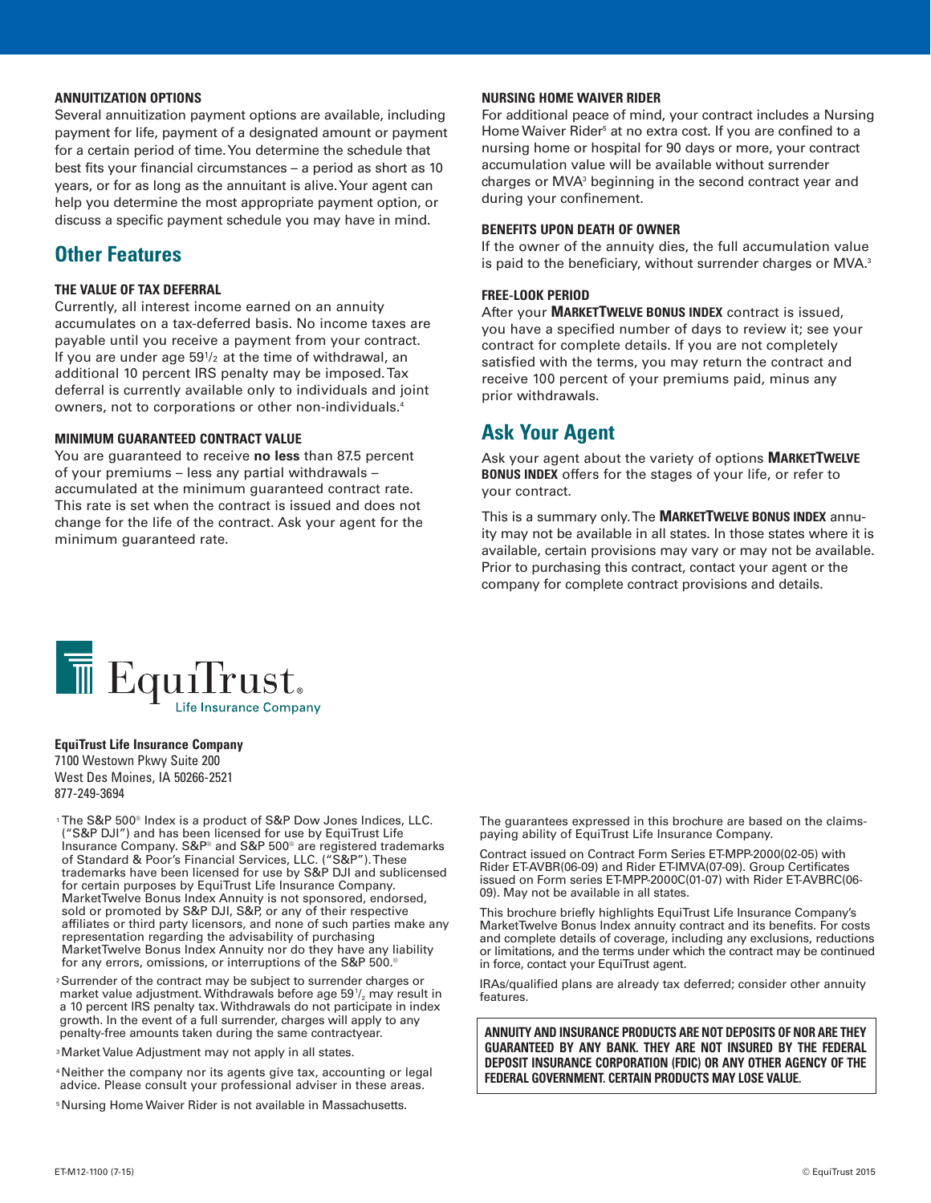#### ANNUITIZATION OPTIONS

Several annuitization payment options are available, including payment for life, payment of a designated amount or payment for a certain period of time. You determine the schedule that best fits your financial circumstances – a period as short as 10 years, or for as long as the annuitant is alive. Your agent can help you determine the most appropriate payment option, or discuss a specific payment schedule you may have in mind.

## Other Features

#### THE VALUE OF TAX DEFERRAL

Currently, all interest income earned on an annuity accumulates on a tax-deferred basis. No income taxes are payable until you receive a payment from your contract. If you are under age 59$^1/_2$ at the time of withdrawal, an additional 10 percent IRS penalty may be imposed. Tax deferral is currently available only to individuals and joint owners, not to corporations or other non-individuals.[4]

#### MINIMUM GUARANTEED CONTRACT VALUE

You are guaranteed to receive **no less** than 87.5 percent of your premiums – less any partial withdrawals – accumulated at the minimum guaranteed contract rate. This rate is set when the contract is issued and does not change for the life of the contract. Ask your agent for the minimum guaranteed rate.

#### NURSING HOME WAIVER RIDER

For additional peace of mind, your contract includes a Nursing Home Waiver Rider[5] at no extra cost. If you are confined to a nursing home or hospital for 90 days or more, your contract accumulation value will be available without surrender charges or MVA[3] beginning in the second contract year and during your confinement.

#### BENEFITS UPON DEATH OF OWNER

If the owner of the annuity dies, the full accumulation value is paid to the beneficiary, without surrender charges or MVA.[3]

#### FREE-LOOK PERIOD

After your **MARKETTWELVE BONUS INDEX** contract is issued, you have a specified number of days to review it; see your contract for complete details. If you are not completely satisfied with the terms, you may return the contract and receive 100 percent of your premiums paid, minus any prior withdrawals.

## Ask Your Agent

Ask your agent about the variety of options **MARKETTWELVE BONUS INDEX** offers for the stages of your life, or refer to your contract.

This is a summary only. The **MARKETTWELVE BONUS INDEX** annuity may not be available in all states. In those states where it is available, certain provisions may vary or may not be available. Prior to purchasing this contract, contact your agent or the company for complete contract provisions and details.

EquiTrust® Life Insurance Company

**EquiTrust Life Insurance Company**
7100 Westown Pkwy Suite 200
West Des Moines, IA 50266-2521
877-249-3694

[1] The S&P 500® Index is a product of S&P Dow Jones Indices, LLC. ("S&P DJI") and has been licensed for use by EquiTrust Life Insurance Company. S&P® and S&P 500® are registered trademarks of Standard & Poor's Financial Services, LLC. ("S&P"). These trademarks have been licensed for use by S&P DJI and sublicensed for certain purposes by EquiTrust Life Insurance Company. MarketTwelve Bonus Index Annuity is not sponsored, endorsed, sold or promoted by S&P DJI, S&P, or any of their respective affiliates or third party licensors, and none of such parties make any representation regarding the advisability of purchasing MarketTwelve Bonus Index Annuity nor do they have any liability for any errors, omissions, or interruptions of the S&P 500.®

[2] Surrender of the contract may be subject to surrender charges or market value adjustment. Withdrawals before age 59$^1/_2$ may result in a 10 percent IRS penalty tax. Withdrawals do not participate in index growth. In the event of a full surrender, charges will apply to any penalty-free amounts taken during the same contractyear.

[3] Market Value Adjustment may not apply in all states.

[4] Neither the company nor its agents give tax, accounting or legal advice. Please consult your professional adviser in these areas.

[5] Nursing Home Waiver Rider is not available in Massachusetts.

The guarantees expressed in this brochure are based on the claims-paying ability of EquiTrust Life Insurance Company.

Contract issued on Contract Form Series ET-MPP-2000(02-05) with Rider ET-AVBR(06-09) and Rider ET-IMVA(07-09). Group Certificates issued on Form series ET-MPP-2000C(01-07) with Rider ET-AVBRC(06-09). May not be available in all states.

This brochure briefly highlights EquiTrust Life Insurance Company's MarketTwelve Bonus Index annuity contract and its benefits. For costs and complete details of coverage, including any exclusions, reductions or limitations, and the terms under which the contract may be continued in force, contact your EquiTrust agent.

IRAs/qualified plans are already tax deferred; consider other annuity features.

**ANNUITY AND INSURANCE PRODUCTS ARE NOT DEPOSITS OF NOR ARE THEY GUARANTEED BY ANY BANK. THEY ARE NOT INSURED BY THE FEDERAL DEPOSIT INSURANCE CORPORATION (FDIC) OR ANY OTHER AGENCY OF THE FEDERAL GOVERNMENT. CERTAIN PRODUCTS MAY LOSE VALUE.**

ET-M12-1100 (7-15)

© EquiTrust 2015